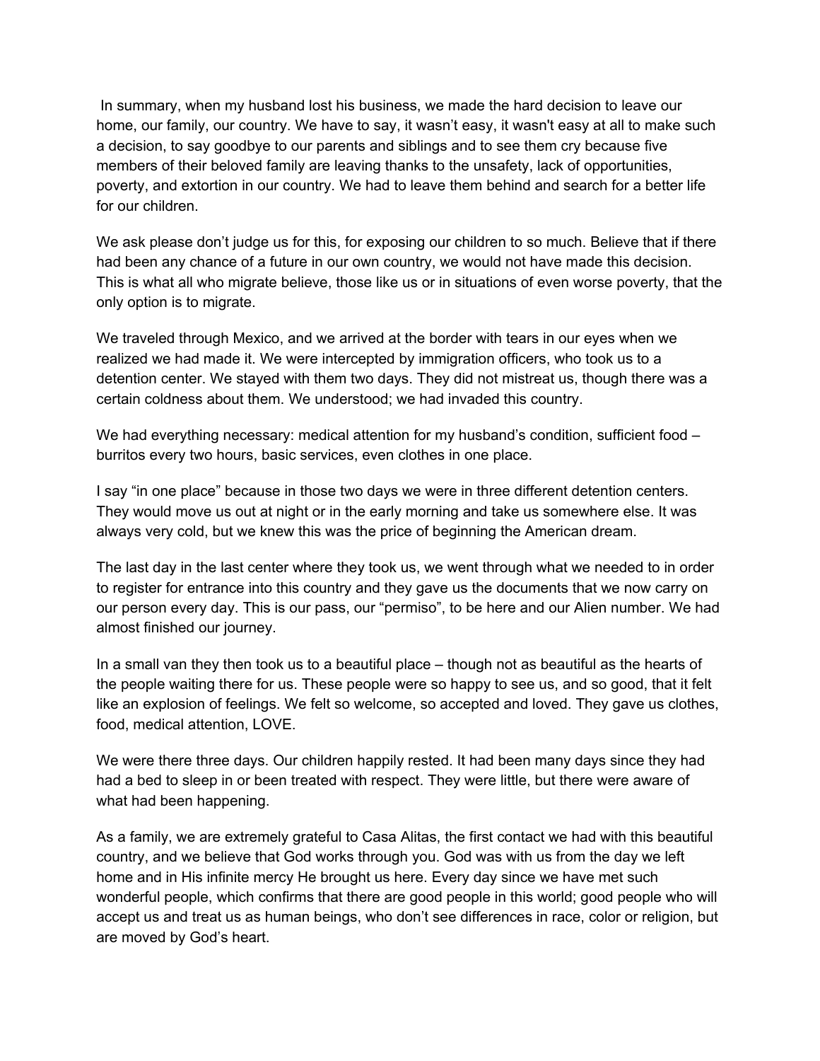In summary, when my husband lost his business, we made the hard decision to leave our home, our family, our country. We have to say, it wasn't easy, it wasn't easy at all to make such a decision, to say goodbye to our parents and siblings and to see them cry because five members of their beloved family are leaving thanks to the unsafety, lack of opportunities, poverty, and extortion in our country. We had to leave them behind and search for a better life for our children.

We ask please don't judge us for this, for exposing our children to so much. Believe that if there had been any chance of a future in our own country, we would not have made this decision. This is what all who migrate believe, those like us or in situations of even worse poverty, that the only option is to migrate.

We traveled through Mexico, and we arrived at the border with tears in our eyes when we realized we had made it. We were intercepted by immigration officers, who took us to a detention center. We stayed with them two days. They did not mistreat us, though there was a certain coldness about them. We understood; we had invaded this country.

We had everything necessary: medical attention for my husband's condition, sufficient food – burritos every two hours, basic services, even clothes in one place.

I say "in one place" because in those two days we were in three different detention centers. They would move us out at night or in the early morning and take us somewhere else. It was always very cold, but we knew this was the price of beginning the American dream.

The last day in the last center where they took us, we went through what we needed to in order to register for entrance into this country and they gave us the documents that we now carry on our person every day. This is our pass, our "permiso", to be here and our Alien number. We had almost finished our journey.

In a small van they then took us to a beautiful place – though not as beautiful as the hearts of the people waiting there for us. These people were so happy to see us, and so good, that it felt like an explosion of feelings. We felt so welcome, so accepted and loved. They gave us clothes, food, medical attention, LOVE.

We were there three days. Our children happily rested. It had been many days since they had had a bed to sleep in or been treated with respect. They were little, but there were aware of what had been happening.

As a family, we are extremely grateful to Casa Alitas, the first contact we had with this beautiful country, and we believe that God works through you. God was with us from the day we left home and in His infinite mercy He brought us here. Every day since we have met such wonderful people, which confirms that there are good people in this world; good people who will accept us and treat us as human beings, who don't see differences in race, color or religion, but are moved by God's heart.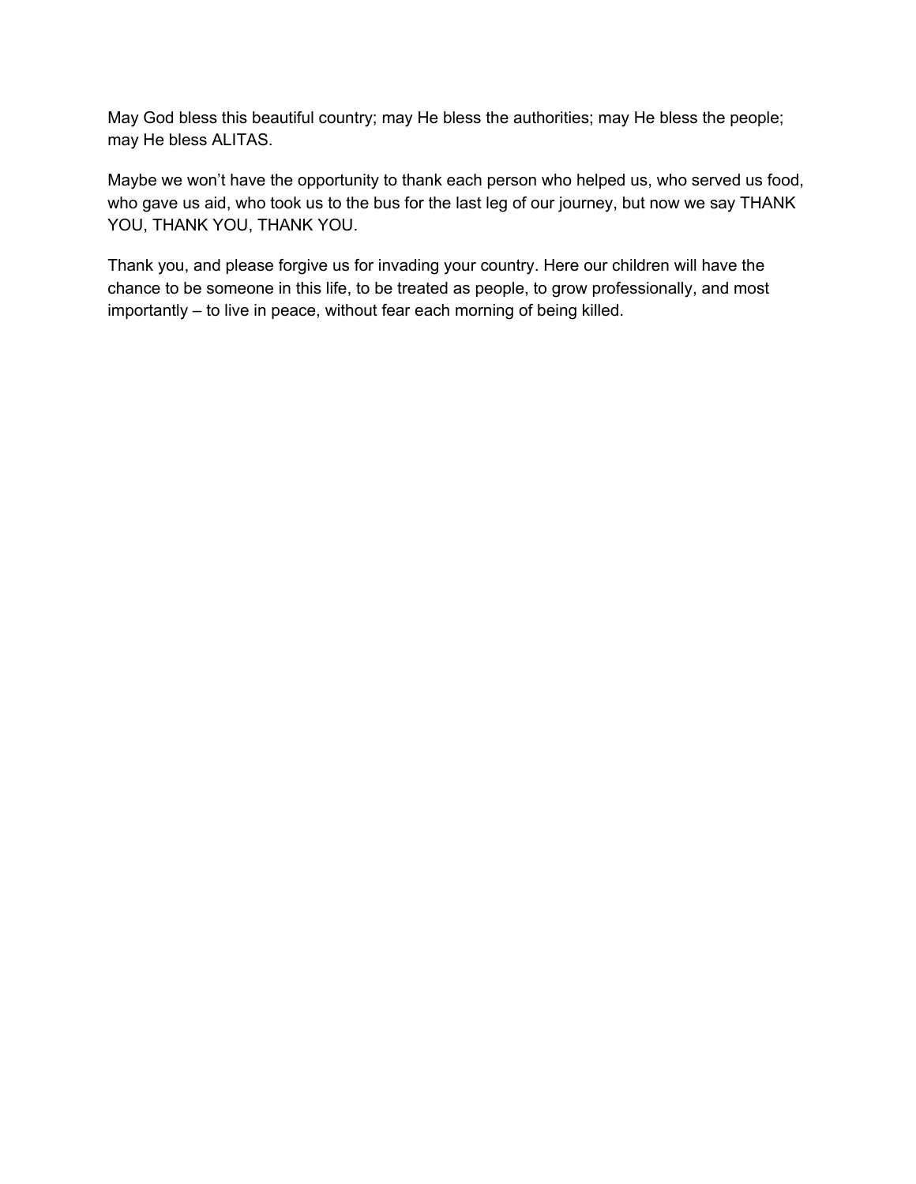May God bless this beautiful country; may He bless the authorities; may He bless the people; may He bless ALITAS.

Maybe we won't have the opportunity to thank each person who helped us, who served us food, who gave us aid, who took us to the bus for the last leg of our journey, but now we say THANK YOU, THANK YOU, THANK YOU.

Thank you, and please forgive us for invading your country. Here our children will have the chance to be someone in this life, to be treated as people, to grow professionally, and most importantly – to live in peace, without fear each morning of being killed.